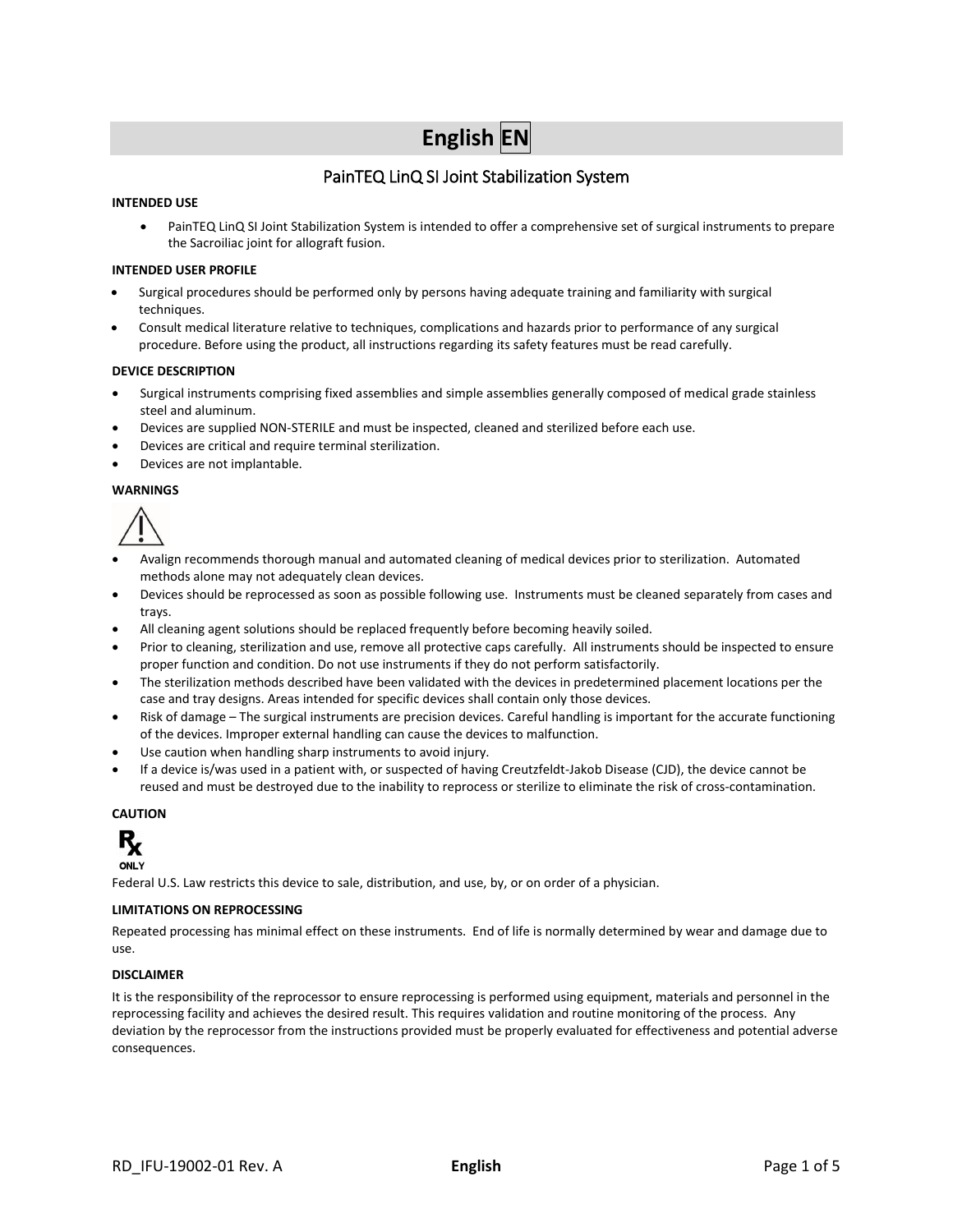# English EN

## PainTEQ LinQ SI Joint Stabilization System

### INTENDED USE

- PainTEQ LinQ SI Joint Stabilization System is intended to offer a comprehensive set of surgical instruments to prepare the Sacroiliac joint for allograft fusion.

### INTENDED USER PROFILE

- Surgical procedures should be performed only by persons having adequate training and familiarity with surgical techniques.
- Consult medical literature relative to techniques, complications and hazards prior to performance of any surgical procedure. Before using the product, all instructions regarding its safety features must be read carefully.

### DEVICE DESCRIPTION

- Surgical instruments comprising fixed assemblies and simple assemblies generally composed of medical grade stainless steel and aluminum.
- Devices are supplied NON-STERILE and must be inspected, cleaned and sterilized before each use.
- Devices are critical and require terminal sterilization.
- Devices are not implantable.

### WARNINGS

- Avalign recommends thorough manual and automated cleaning of medical devices prior to sterilization. Automated methods alone may not adequately clean devices.
- Devices should be reprocessed as soon as possible following use. Instruments must be cleaned separately from cases and trays.
- All cleaning agent solutions should be replaced frequently before becoming heavily soiled.
- Prior to cleaning, sterilization and use, remove all protective caps carefully. All instruments should be inspected to ensure proper function and condition. Do not use instruments if they do not perform satisfactorily.
- The sterilization methods described have been validated with the devices in predetermined placement locations per the case and tray designs. Areas intended for specific devices shall contain only those devices.
- Risk of damage – The surgical instruments are precision devices. Careful handling is important for the accurate functioning of the devices. Improper external handling can cause the devices to malfunction.
- Use caution when handling sharp instruments to avoid injury.
- If a device is/was used in a patient with, or suspected of having Creutzfeldt-Jakob Disease (CJD), the device cannot be reused and must be destroyed due to the inability to reprocess or sterilize to eliminate the risk of cross-contamination.

### CAUTION

Rx ONLY

Federal U.S. Law restricts this device to sale, distribution, and use, by, or on order of a physician.

### LIMITATIONS ON REPROCESSING

Repeated processing has minimal effect on these instruments. End of life is normally determined by wear and damage due to use.

### DISCLAIMER

It is the responsibility of the reprocessor to ensure reprocessing is performed using equipment, materials and personnel in the reprocessing facility and achieves the desired result. This requires validation and routine monitoring of the process. Any deviation by the reprocessor from the instructions provided must be properly evaluated for effectiveness and potential adverse consequences.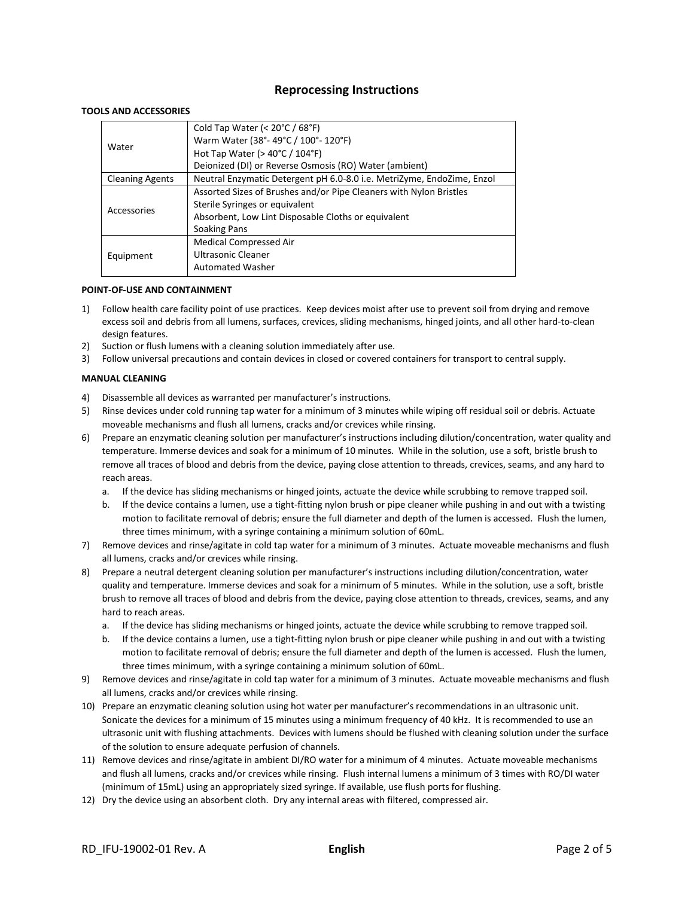## Reprocessing Instructions

**TOOLS AND ACCESSORIES**

| | |
|---|---|
| Water | Cold Tap Water (< 20°C / 68°F)<br>Warm Water (38°- 49°C / 100°- 120°F)<br>Hot Tap Water (> 40°C / 104°F)<br>Deionized (DI) or Reverse Osmosis (RO) Water (ambient) |
| Cleaning Agents | Neutral Enzymatic Detergent pH 6.0-8.0 i.e. MetriZyme, EndoZime, Enzol |
| Accessories | Assorted Sizes of Brushes and/or Pipe Cleaners with Nylon Bristles<br>Sterile Syringes or equivalent<br>Absorbent, Low Lint Disposable Cloths or equivalent<br>Soaking Pans |
| Equipment | Medical Compressed Air<br>Ultrasonic Cleaner<br>Automated Washer |

**POINT-OF-USE AND CONTAINMENT**

1) Follow health care facility point of use practices. Keep devices moist after use to prevent soil from drying and remove excess soil and debris from all lumens, surfaces, crevices, sliding mechanisms, hinged joints, and all other hard-to-clean design features.
2) Suction or flush lumens with a cleaning solution immediately after use.
3) Follow universal precautions and contain devices in closed or covered containers for transport to central supply.

**MANUAL CLEANING**

4) Disassemble all devices as warranted per manufacturer's instructions.
5) Rinse devices under cold running tap water for a minimum of 3 minutes while wiping off residual soil or debris. Actuate moveable mechanisms and flush all lumens, cracks and/or crevices while rinsing.
6) Prepare an enzymatic cleaning solution per manufacturer's instructions including dilution/concentration, water quality and temperature. Immerse devices and soak for a minimum of 10 minutes. While in the solution, use a soft, bristle brush to remove all traces of blood and debris from the device, paying close attention to threads, crevices, seams, and any hard to reach areas.
   a. If the device has sliding mechanisms or hinged joints, actuate the device while scrubbing to remove trapped soil.
   b. If the device contains a lumen, use a tight-fitting nylon brush or pipe cleaner while pushing in and out with a twisting motion to facilitate removal of debris; ensure the full diameter and depth of the lumen is accessed. Flush the lumen, three times minimum, with a syringe containing a minimum solution of 60mL.
7) Remove devices and rinse/agitate in cold tap water for a minimum of 3 minutes. Actuate moveable mechanisms and flush all lumens, cracks and/or crevices while rinsing.
8) Prepare a neutral detergent cleaning solution per manufacturer's instructions including dilution/concentration, water quality and temperature. Immerse devices and soak for a minimum of 5 minutes. While in the solution, use a soft, bristle brush to remove all traces of blood and debris from the device, paying close attention to threads, crevices, seams, and any hard to reach areas.
   a. If the device has sliding mechanisms or hinged joints, actuate the device while scrubbing to remove trapped soil.
   b. If the device contains a lumen, use a tight-fitting nylon brush or pipe cleaner while pushing in and out with a twisting motion to facilitate removal of debris; ensure the full diameter and depth of the lumen is accessed. Flush the lumen, three times minimum, with a syringe containing a minimum solution of 60mL.
9) Remove devices and rinse/agitate in cold tap water for a minimum of 3 minutes. Actuate moveable mechanisms and flush all lumens, cracks and/or crevices while rinsing.
10) Prepare an enzymatic cleaning solution using hot water per manufacturer's recommendations in an ultrasonic unit. Sonicate the devices for a minimum of 15 minutes using a minimum frequency of 40 kHz. It is recommended to use an ultrasonic unit with flushing attachments. Devices with lumens should be flushed with cleaning solution under the surface of the solution to ensure adequate perfusion of channels.
11) Remove devices and rinse/agitate in ambient DI/RO water for a minimum of 4 minutes. Actuate moveable mechanisms and flush all lumens, cracks and/or crevices while rinsing. Flush internal lumens a minimum of 3 times with RO/DI water (minimum of 15mL) using an appropriately sized syringe. If available, use flush ports for flushing.
12) Dry the device using an absorbent cloth. Dry any internal areas with filtered, compressed air.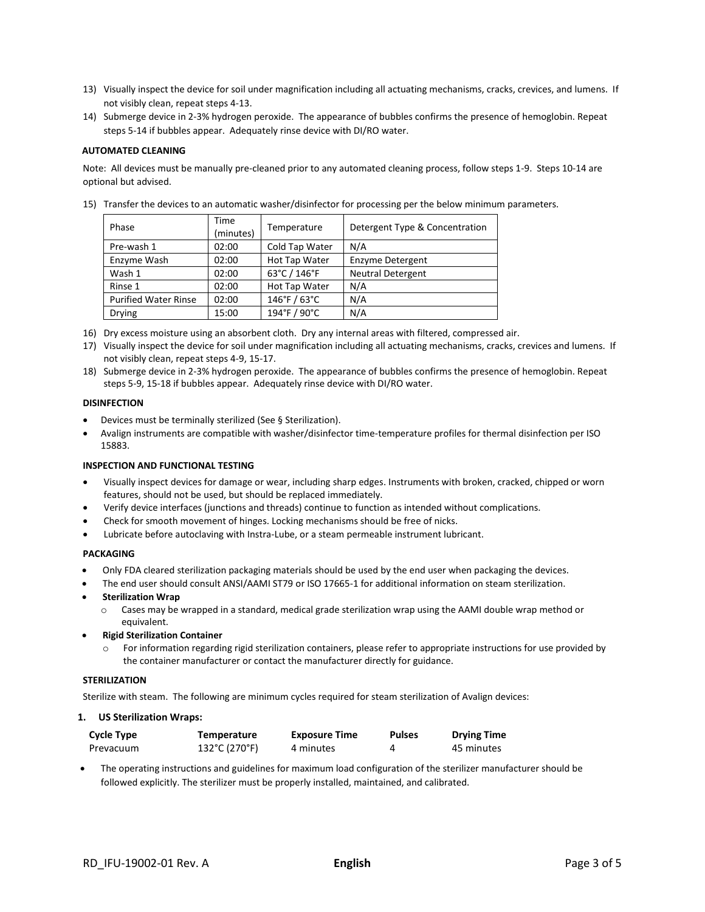13) Visually inspect the device for soil under magnification including all actuating mechanisms, cracks, crevices, and lumens. If not visibly clean, repeat steps 4-13.
14) Submerge device in 2-3% hydrogen peroxide. The appearance of bubbles confirms the presence of hemoglobin. Repeat steps 5-14 if bubbles appear. Adequately rinse device with DI/RO water.

**AUTOMATED CLEANING**

Note: All devices must be manually pre-cleaned prior to any automated cleaning process, follow steps 1-9. Steps 10-14 are optional but advised.

15) Transfer the devices to an automatic washer/disinfector for processing per the below minimum parameters.

| Phase | Time (minutes) | Temperature | Detergent Type & Concentration |
|---|---|---|---|
| Pre-wash 1 | 02:00 | Cold Tap Water | N/A |
| Enzyme Wash | 02:00 | Hot Tap Water | Enzyme Detergent |
| Wash 1 | 02:00 | 63°C / 146°F | Neutral Detergent |
| Rinse 1 | 02:00 | Hot Tap Water | N/A |
| Purified Water Rinse | 02:00 | 146°F / 63°C | N/A |
| Drying | 15:00 | 194°F / 90°C | N/A |

16) Dry excess moisture using an absorbent cloth. Dry any internal areas with filtered, compressed air.
17) Visually inspect the device for soil under magnification including all actuating mechanisms, cracks, crevices and lumens. If not visibly clean, repeat steps 4-9, 15-17.
18) Submerge device in 2-3% hydrogen peroxide. The appearance of bubbles confirms the presence of hemoglobin. Repeat steps 5-9, 15-18 if bubbles appear. Adequately rinse device with DI/RO water.

**DISINFECTION**

- Devices must be terminally sterilized (See § Sterilization).
- Avalign instruments are compatible with washer/disinfector time-temperature profiles for thermal disinfection per ISO 15883.

**INSPECTION AND FUNCTIONAL TESTING**

- Visually inspect devices for damage or wear, including sharp edges. Instruments with broken, cracked, chipped or worn features, should not be used, but should be replaced immediately.
- Verify device interfaces (junctions and threads) continue to function as intended without complications.
- Check for smooth movement of hinges. Locking mechanisms should be free of nicks.
- Lubricate before autoclaving with Instra-Lube, or a steam permeable instrument lubricant.

**PACKAGING**

- Only FDA cleared sterilization packaging materials should be used by the end user when packaging the devices.
- The end user should consult ANSI/AAMI ST79 or ISO 17665-1 for additional information on steam sterilization.
- **Sterilization Wrap**
  - Cases may be wrapped in a standard, medical grade sterilization wrap using the AAMI double wrap method or equivalent.
- **Rigid Sterilization Container**
  - For information regarding rigid sterilization containers, please refer to appropriate instructions for use provided by the container manufacturer or contact the manufacturer directly for guidance.

**STERILIZATION**

Sterilize with steam. The following are minimum cycles required for steam sterilization of Avalign devices:

**1. US Sterilization Wraps:**

| Cycle Type | Temperature | Exposure Time | Pulses | Drying Time |
|---|---|---|---|---|
| Prevacuum | 132°C (270°F) | 4 minutes | 4 | 45 minutes |

- The operating instructions and guidelines for maximum load configuration of the sterilizer manufacturer should be followed explicitly. The sterilizer must be properly installed, maintained, and calibrated.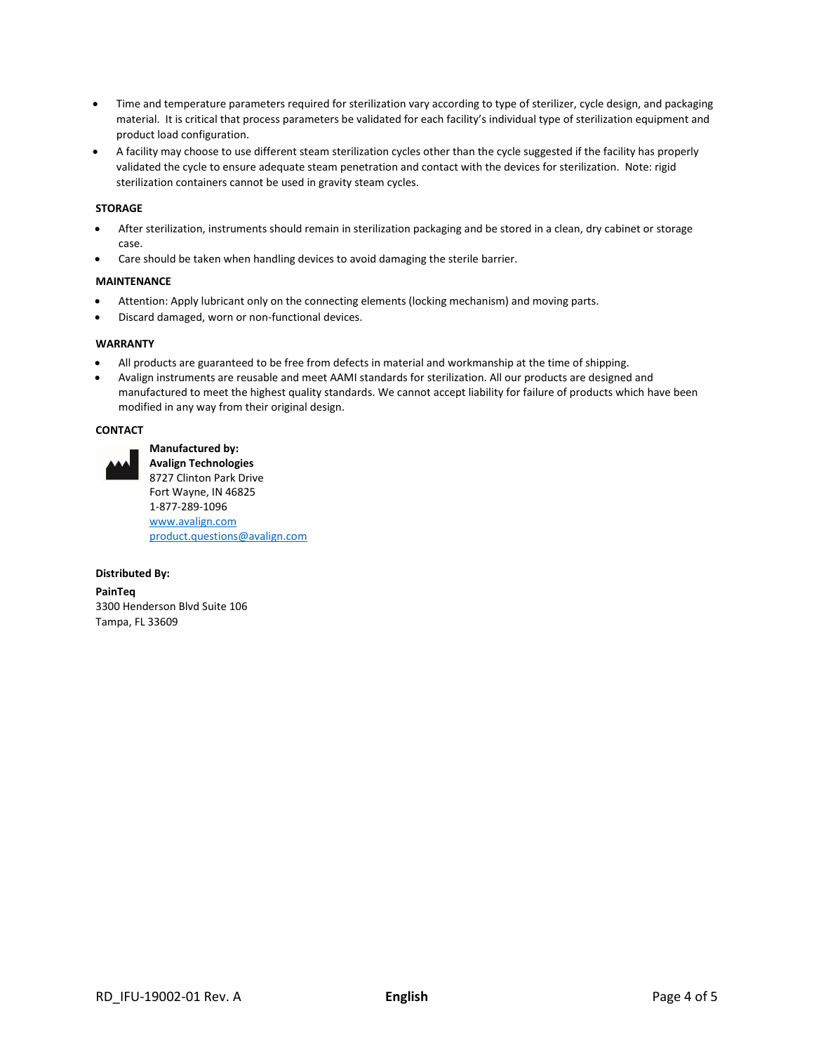- Time and temperature parameters required for sterilization vary according to type of sterilizer, cycle design, and packaging material. It is critical that process parameters be validated for each facility's individual type of sterilization equipment and product load configuration.
- A facility may choose to use different steam sterilization cycles other than the cycle suggested if the facility has properly validated the cycle to ensure adequate steam penetration and contact with the devices for sterilization. Note: rigid sterilization containers cannot be used in gravity steam cycles.

**STORAGE**

- After sterilization, instruments should remain in sterilization packaging and be stored in a clean, dry cabinet or storage case.
- Care should be taken when handling devices to avoid damaging the sterile barrier.

**MAINTENANCE**

- Attention: Apply lubricant only on the connecting elements (locking mechanism) and moving parts.
- Discard damaged, worn or non-functional devices.

**WARRANTY**

- All products are guaranteed to be free from defects in material and workmanship at the time of shipping.
- Avalign instruments are reusable and meet AAMI standards for sterilization. All our products are designed and manufactured to meet the highest quality standards. We cannot accept liability for failure of products which have been modified in any way from their original design.

**CONTACT**

**Manufactured by:**
**Avalign Technologies**
8727 Clinton Park Drive
Fort Wayne, IN 46825
1-877-289-1096
www.avalign.com
product.questions@avalign.com

**Distributed By:**

**PainTeq**
3300 Henderson Blvd Suite 106
Tampa, FL 33609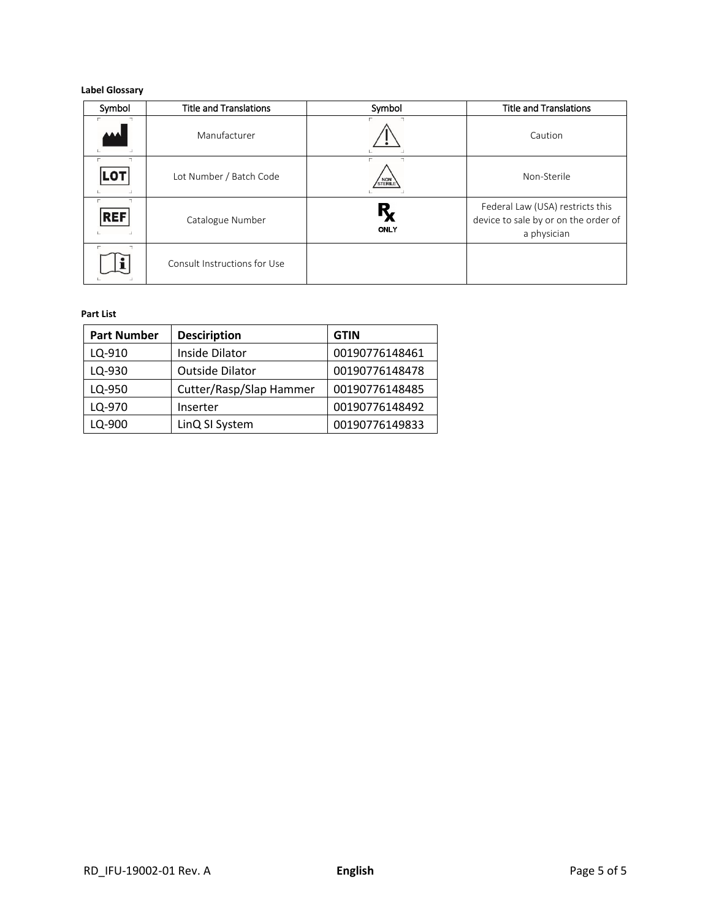**Label Glossary**

| Symbol | Title and Translations | Symbol | Title and Translations |
|---|---|---|---|
| | Manufacturer | | Caution |
| LOT | Lot Number / Batch Code | NON STERILE | Non-Sterile |
| REF | Catalogue Number | Rx ONLY | Federal Law (USA) restricts this device to sale by or on the order of a physician |
| | Consult Instructions for Use | | |

**Part List**

| Part Number | Desciription | GTIN |
|---|---|---|
| LQ-910 | Inside Dilator | 00190776148461 |
| LQ-930 | Outside Dilator | 00190776148478 |
| LQ-950 | Cutter/Rasp/Slap Hammer | 00190776148485 |
| LQ-970 | Inserter | 00190776148492 |
| LQ-900 | LinQ SI System | 00190776149833 |